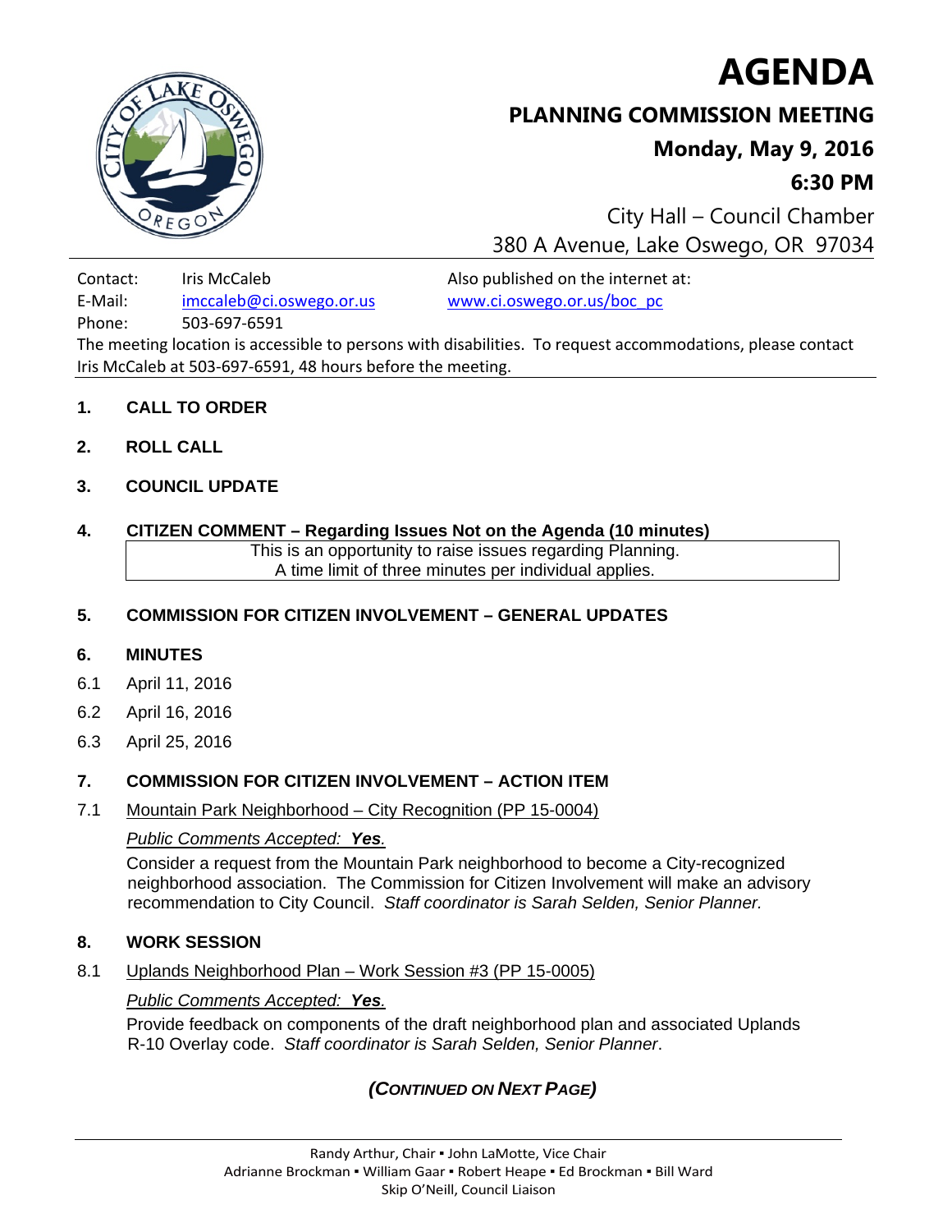# AGENDA

## PLANNING COMMISSION MEETING

### Monday, May 9, 2016

### 6:30 PM

City Hall – Council Chamber
380 A Avenue, Lake Oswego, OR 97034

Contact: Iris McCaleb
E-Mail: imccaleb@ci.oswego.or.us
Phone: 503-697-6591

Also published on the internet at: www.ci.oswego.or.us/boc_pc

The meeting location is accessible to persons with disabilities. To request accommodations, please contact Iris McCaleb at 503-697-6591, 48 hours before the meeting.

**1. CALL TO ORDER**

**2. ROLL CALL**

**3. COUNCIL UPDATE**

**4. CITIZEN COMMENT – Regarding Issues Not on the Agenda (10 minutes)**

This is an opportunity to raise issues regarding Planning.
A time limit of three minutes per individual applies.

**5. COMMISSION FOR CITIZEN INVOLVEMENT – GENERAL UPDATES**

**6. MINUTES**

6.1 April 11, 2016

6.2 April 16, 2016

6.3 April 25, 2016

**7. COMMISSION FOR CITIZEN INVOLVEMENT – ACTION ITEM**

7.1 Mountain Park Neighborhood – City Recognition (PP 15-0004)

*Public Comments Accepted:* ***Yes****.*

Consider a request from the Mountain Park neighborhood to become a City-recognized neighborhood association. The Commission for Citizen Involvement will make an advisory recommendation to City Council. *Staff coordinator is Sarah Selden, Senior Planner.*

**8. WORK SESSION**

8.1 Uplands Neighborhood Plan – Work Session #3 (PP 15-0005)

*Public Comments Accepted:* ***Yes****.*

Provide feedback on components of the draft neighborhood plan and associated Uplands R-10 Overlay code. *Staff coordinator is Sarah Selden, Senior Planner*.

***(CONTINUED ON NEXT PAGE)***

Randy Arthur, Chair ▪ John LaMotte, Vice Chair
Adrianne Brockman ▪ William Gaar ▪ Robert Heape ▪ Ed Brockman ▪ Bill Ward
Skip O'Neill, Council Liaison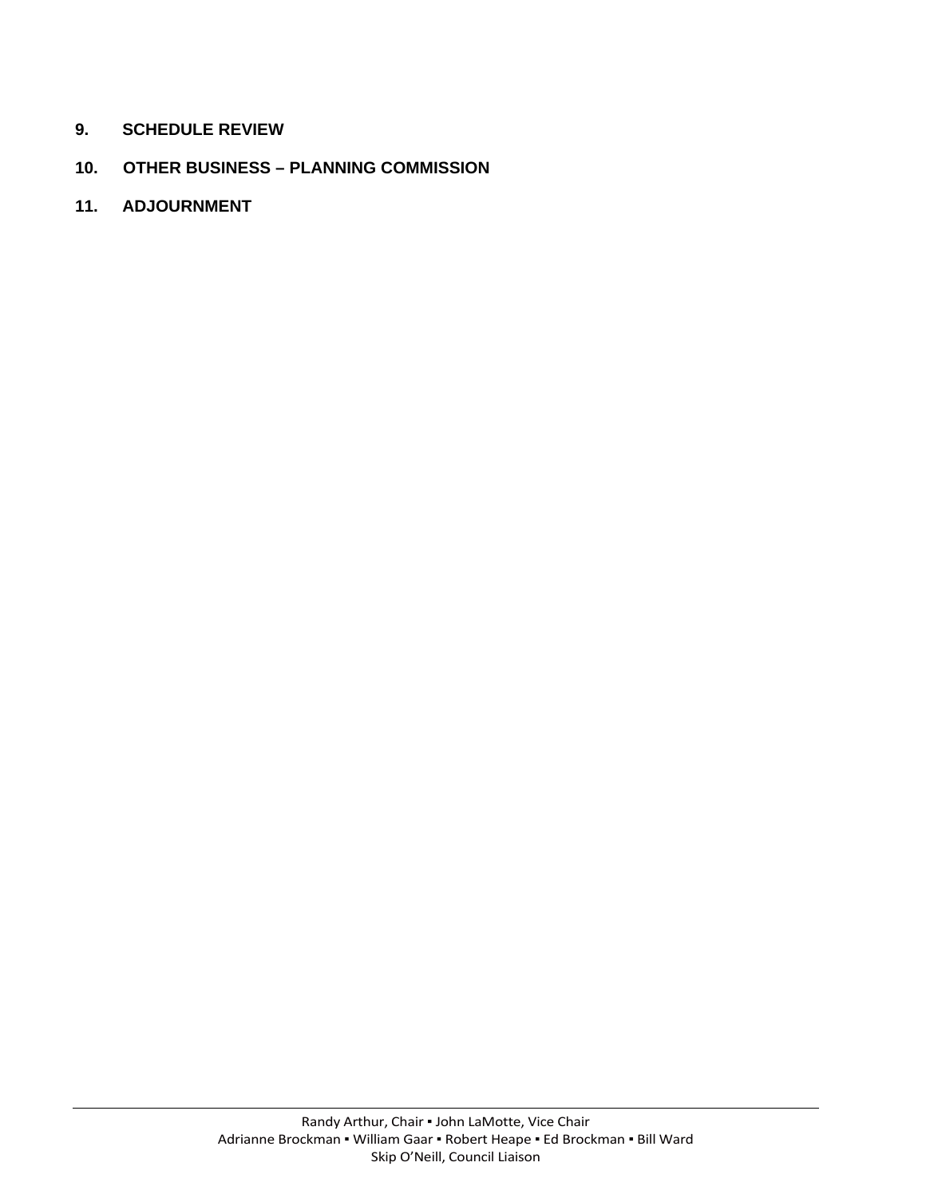**9. SCHEDULE REVIEW**

**10. OTHER BUSINESS – PLANNING COMMISSION**

**11. ADJOURNMENT**

Randy Arthur, Chair ▪ John LaMotte, Vice Chair
Adrianne Brockman ▪ William Gaar ▪ Robert Heape ▪ Ed Brockman ▪ Bill Ward
Skip O'Neill, Council Liaison